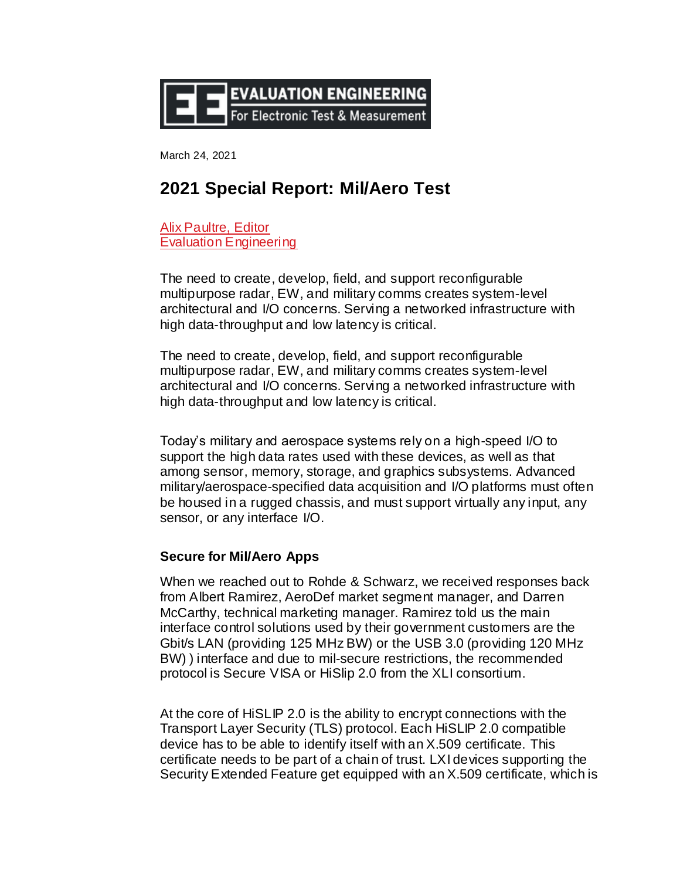EVALUATION ENGINEERING
For Electronic Test & Measurement

March 24, 2021

# 2021 Special Report: Mil/Aero Test

[Alix Paultre, Editor
Evaluation Engineering]

The need to create, develop, field, and support reconfigurable multipurpose radar, EW, and military comms creates system-level architectural and I/O concerns. Serving a networked infrastructure with high data-throughput and low latency is critical.

The need to create, develop, field, and support reconfigurable multipurpose radar, EW, and military comms creates system-level architectural and I/O concerns. Serving a networked infrastructure with high data-throughput and low latency is critical.

Today's military and aerospace systems rely on a high-speed I/O to support the high data rates used with these devices, as well as that among sensor, memory, storage, and graphics subsystems. Advanced military/aerospace-specified data acquisition and I/O platforms must often be housed in a rugged chassis, and must support virtually any input, any sensor, or any interface I/O.

### Secure for Mil/Aero Apps

When we reached out to Rohde & Schwarz, we received responses back from Albert Ramirez, AeroDef market segment manager, and Darren McCarthy, technical marketing manager. Ramirez told us the main interface control solutions used by their government customers are the Gbit/s LAN (providing 125 MHz BW) or the USB 3.0 (providing 120 MHz BW) ) interface and due to mil-secure restrictions, the recommended protocol is Secure VISA or HiSlip 2.0 from the XLI consortium.

At the core of HiSLIP 2.0 is the ability to encrypt connections with the Transport Layer Security (TLS) protocol. Each HiSLIP 2.0 compatible device has to be able to identify itself with an X.509 certificate. This certificate needs to be part of a chain of trust. LXI devices supporting the Security Extended Feature get equipped with an X.509 certificate, which is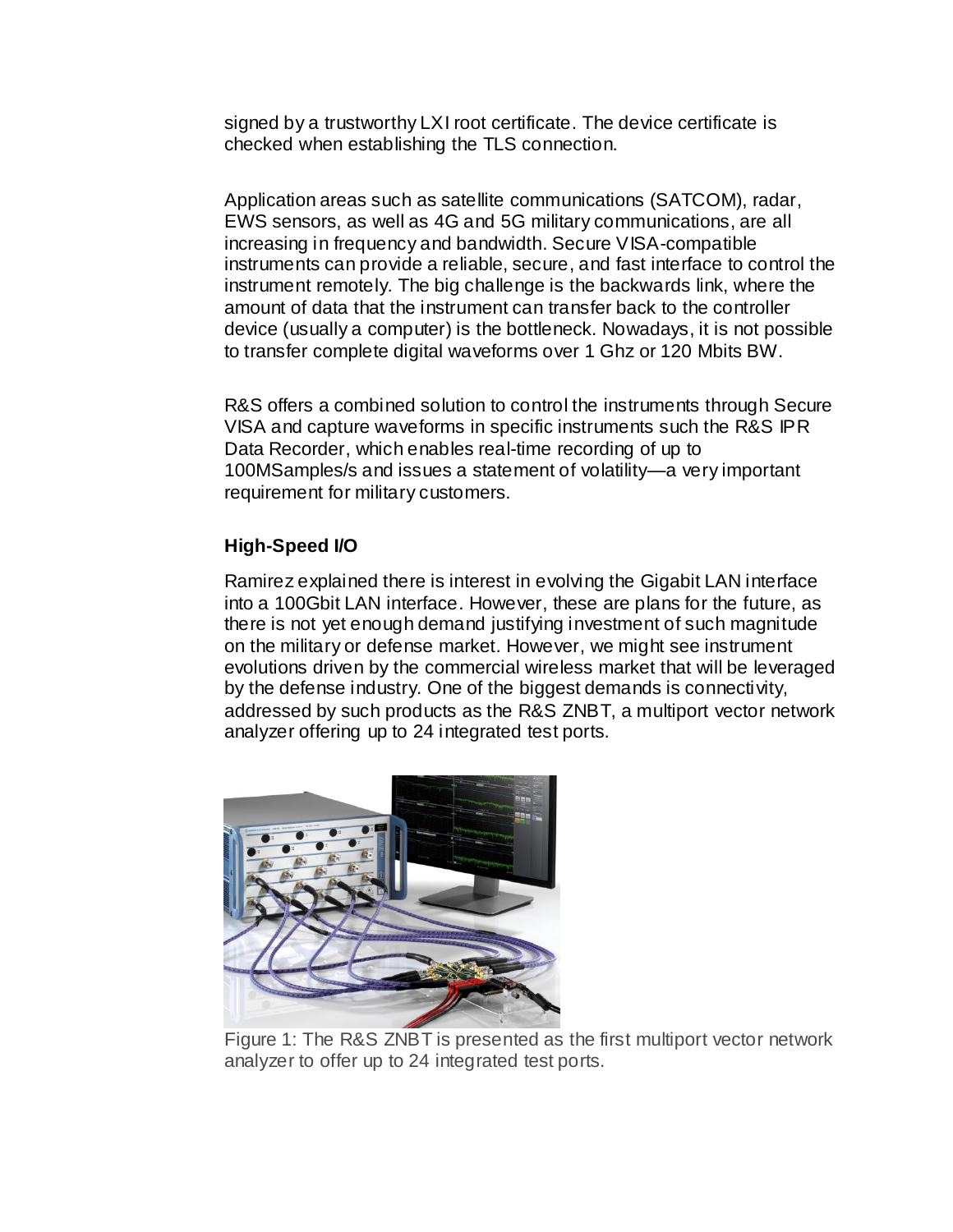signed by a trustworthy LXI root certificate. The device certificate is checked when establishing the TLS connection.

Application areas such as satellite communications (SATCOM), radar, EWS sensors, as well as 4G and 5G military communications, are all increasing in frequency and bandwidth. Secure VISA-compatible instruments can provide a reliable, secure, and fast interface to control the instrument remotely. The big challenge is the backwards link, where the amount of data that the instrument can transfer back to the controller device (usually a computer) is the bottleneck. Nowadays, it is not possible to transfer complete digital waveforms over 1 Ghz or 120 Mbits BW.

R&S offers a combined solution to control the instruments through Secure VISA and capture waveforms in specific instruments such the R&S IPR Data Recorder, which enables real-time recording of up to 100MSamples/s and issues a statement of volatility—a very important requirement for military customers.

### High-Speed I/O

Ramirez explained there is interest in evolving the Gigabit LAN interface into a 100Gbit LAN interface. However, these are plans for the future, as there is not yet enough demand justifying investment of such magnitude on the military or defense market. However, we might see instrument evolutions driven by the commercial wireless market that will be leveraged by the defense industry. One of the biggest demands is connectivity, addressed by such products as the R&S ZNBT, a multiport vector network analyzer offering up to 24 integrated test ports.

Figure 1: The R&S ZNBT is presented as the first multiport vector network analyzer to offer up to 24 integrated test ports.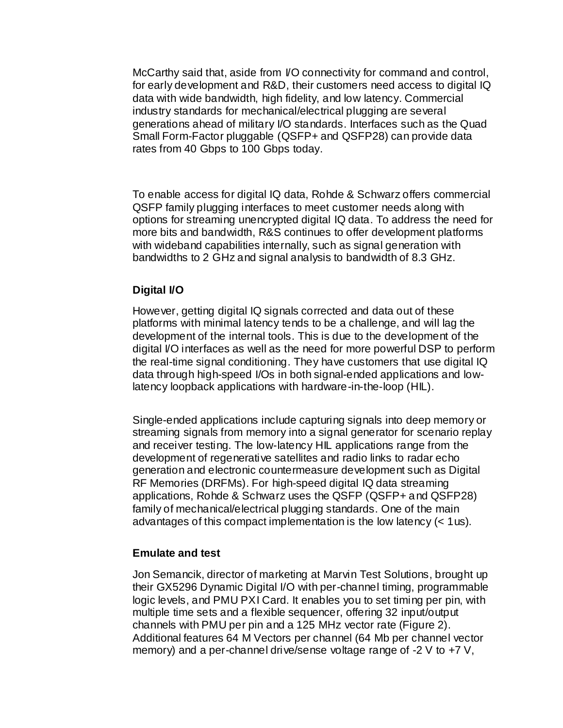McCarthy said that, aside from I/O connectivity for command and control, for early development and R&D, their customers need access to digital IQ data with wide bandwidth, high fidelity, and low latency. Commercial industry standards for mechanical/electrical plugging are several generations ahead of military I/O standards. Interfaces such as the Quad Small Form-Factor pluggable (QSFP+ and QSFP28) can provide data rates from 40 Gbps to 100 Gbps today.

To enable access for digital IQ data, Rohde & Schwarz offers commercial QSFP family plugging interfaces to meet customer needs along with options for streaming unencrypted digital IQ data. To address the need for more bits and bandwidth, R&S continues to offer development platforms with wideband capabilities internally, such as signal generation with bandwidths to 2 GHz and signal analysis to bandwidth of 8.3 GHz.

### Digital I/O

However, getting digital IQ signals corrected and data out of these platforms with minimal latency tends to be a challenge, and will lag the development of the internal tools. This is due to the development of the digital I/O interfaces as well as the need for more powerful DSP to perform the real-time signal conditioning. They have customers that use digital IQ data through high-speed I/Os in both signal-ended applications and low-latency loopback applications with hardware-in-the-loop (HIL).

Single-ended applications include capturing signals into deep memory or streaming signals from memory into a signal generator for scenario replay and receiver testing. The low-latency HIL applications range from the development of regenerative satellites and radio links to radar echo generation and electronic countermeasure development such as Digital RF Memories (DRFMs). For high-speed digital IQ data streaming applications, Rohde & Schwarz uses the QSFP (QSFP+ and QSFP28) family of mechanical/electrical plugging standards. One of the main advantages of this compact implementation is the low latency (< 1us).

### Emulate and test

Jon Semancik, director of marketing at Marvin Test Solutions, brought up their GX5296 Dynamic Digital I/O with per-channel timing, programmable logic levels, and PMU PXI Card. It enables you to set timing per pin, with multiple time sets and a flexible sequencer, offering 32 input/output channels with PMU per pin and a 125 MHz vector rate (Figure 2). Additional features 64 M Vectors per channel (64 Mb per channel vector memory) and a per-channel drive/sense voltage range of -2 V to +7 V,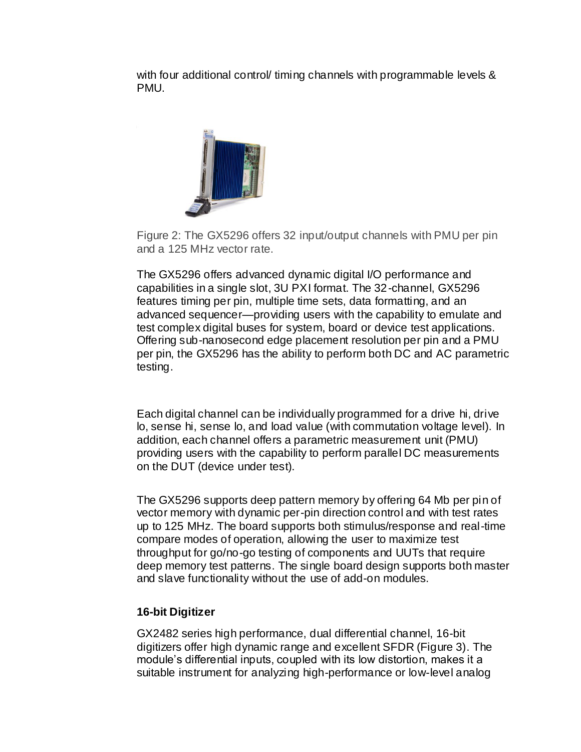with four additional control/ timing channels with programmable levels & PMU.

Figure 2: The GX5296 offers 32 input/output channels with PMU per pin and a 125 MHz vector rate.

The GX5296 offers advanced dynamic digital I/O performance and capabilities in a single slot, 3U PXI format. The 32-channel, GX5296 features timing per pin, multiple time sets, data formatting, and an advanced sequencer—providing users with the capability to emulate and test complex digital buses for system, board or device test applications. Offering sub-nanosecond edge placement resolution per pin and a PMU per pin, the GX5296 has the ability to perform both DC and AC parametric testing.

Each digital channel can be individually programmed for a drive hi, drive lo, sense hi, sense lo, and load value (with commutation voltage level). In addition, each channel offers a parametric measurement unit (PMU) providing users with the capability to perform parallel DC measurements on the DUT (device under test).

The GX5296 supports deep pattern memory by offering 64 Mb per pin of vector memory with dynamic per-pin direction control and with test rates up to 125 MHz. The board supports both stimulus/response and real-time compare modes of operation, allowing the user to maximize test throughput for go/no-go testing of components and UUTs that require deep memory test patterns. The single board design supports both master and slave functionality without the use of add-on modules.

**16-bit Digitizer**

GX2482 series high performance, dual differential channel, 16-bit digitizers offer high dynamic range and excellent SFDR (Figure 3). The module's differential inputs, coupled with its low distortion, makes it a suitable instrument for analyzing high-performance or low-level analog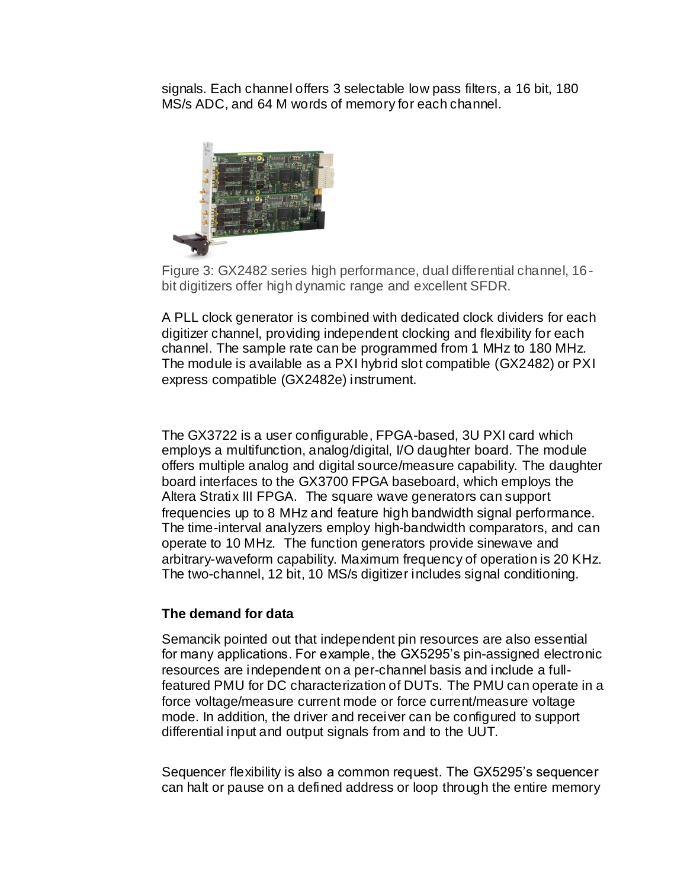signals. Each channel offers 3 selectable low pass filters, a 16 bit, 180 MS/s ADC, and 64 M words of memory for each channel.

Figure 3: GX2482 series high performance, dual differential channel, 16-bit digitizers offer high dynamic range and excellent SFDR.

A PLL clock generator is combined with dedicated clock dividers for each digitizer channel, providing independent clocking and flexibility for each channel. The sample rate can be programmed from 1 MHz to 180 MHz. The module is available as a PXI hybrid slot compatible (GX2482) or PXI express compatible (GX2482e) instrument.

The GX3722 is a user configurable, FPGA-based, 3U PXI card which employs a multifunction, analog/digital, I/O daughter board. The module offers multiple analog and digital source/measure capability. The daughter board interfaces to the GX3700 FPGA baseboard, which employs the Altera Stratix III FPGA. The square wave generators can support frequencies up to 8 MHz and feature high bandwidth signal performance. The time-interval analyzers employ high-bandwidth comparators, and can operate to 10 MHz. The function generators provide sinewave and arbitrary-waveform capability. Maximum frequency of operation is 20 KHz. The two-channel, 12 bit, 10 MS/s digitizer includes signal conditioning.

**The demand for data**

Semancik pointed out that independent pin resources are also essential for many applications. For example, the GX5295's pin-assigned electronic resources are independent on a per-channel basis and include a full-featured PMU for DC characterization of DUTs. The PMU can operate in a force voltage/measure current mode or force current/measure voltage mode. In addition, the driver and receiver can be configured to support differential input and output signals from and to the UUT.

Sequencer flexibility is also a common request. The GX5295's sequencer can halt or pause on a defined address or loop through the entire memory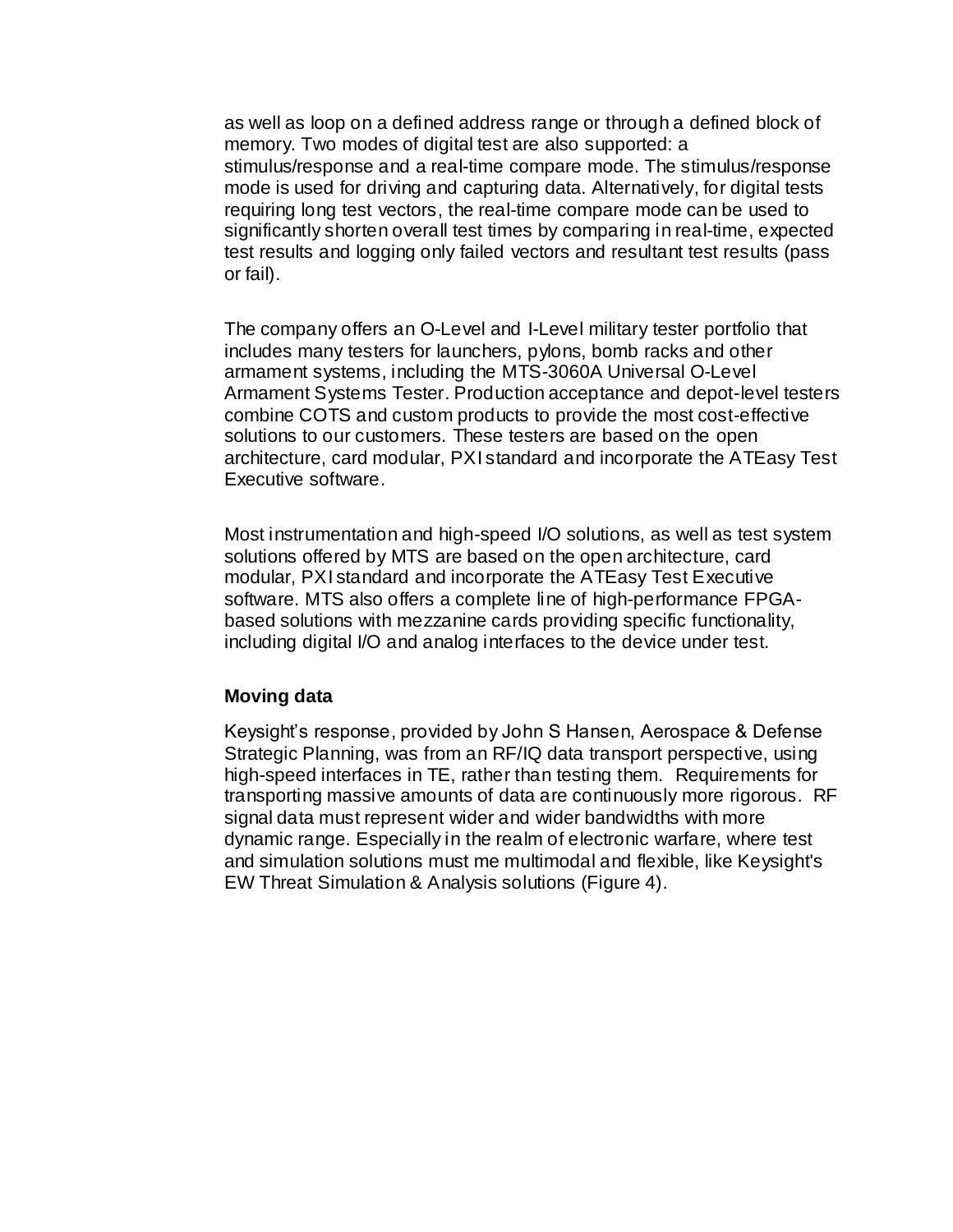as well as loop on a defined address range or through a defined block of memory. Two modes of digital test are also supported: a stimulus/response and a real-time compare mode. The stimulus/response mode is used for driving and capturing data. Alternatively, for digital tests requiring long test vectors, the real-time compare mode can be used to significantly shorten overall test times by comparing in real-time, expected test results and logging only failed vectors and resultant test results (pass or fail).

The company offers an O-Level and I-Level military tester portfolio that includes many testers for launchers, pylons, bomb racks and other armament systems, including the MTS-3060A Universal O-Level Armament Systems Tester. Production acceptance and depot-level testers combine COTS and custom products to provide the most cost-effective solutions to our customers. These testers are based on the open architecture, card modular, PXI standard and incorporate the ATEasy Test Executive software.

Most instrumentation and high-speed I/O solutions, as well as test system solutions offered by MTS are based on the open architecture, card modular, PXI standard and incorporate the ATEasy Test Executive software. MTS also offers a complete line of high-performance FPGA-based solutions with mezzanine cards providing specific functionality, including digital I/O and analog interfaces to the device under test.

### Moving data

Keysight's response, provided by John S Hansen, Aerospace & Defense Strategic Planning, was from an RF/IQ data transport perspective, using high-speed interfaces in TE, rather than testing them. Requirements for transporting massive amounts of data are continuously more rigorous. RF signal data must represent wider and wider bandwidths with more dynamic range. Especially in the realm of electronic warfare, where test and simulation solutions must me multimodal and flexible, like Keysight's EW Threat Simulation & Analysis solutions (Figure 4).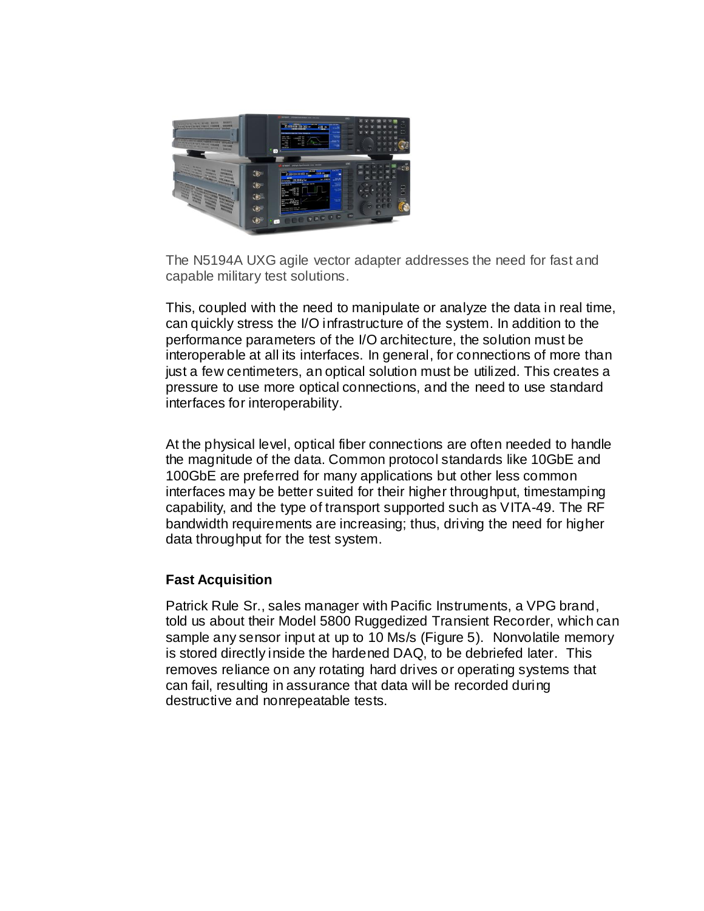The N5194A UXG agile vector adapter addresses the need for fast and capable military test solutions.

This, coupled with the need to manipulate or analyze the data in real time, can quickly stress the I/O infrastructure of the system. In addition to the performance parameters of the I/O architecture, the solution must be interoperable at all its interfaces. In general, for connections of more than just a few centimeters, an optical solution must be utilized. This creates a pressure to use more optical connections, and the need to use standard interfaces for interoperability.

At the physical level, optical fiber connections are often needed to handle the magnitude of the data. Common protocol standards like 10GbE and 100GbE are preferred for many applications but other less common interfaces may be better suited for their higher throughput, timestamping capability, and the type of transport supported such as VITA-49. The RF bandwidth requirements are increasing; thus, driving the need for higher data throughput for the test system.

**Fast Acquisition**

Patrick Rule Sr., sales manager with Pacific Instruments, a VPG brand, told us about their Model 5800 Ruggedized Transient Recorder, which can sample any sensor input at up to 10 Ms/s (Figure 5). Nonvolatile memory is stored directly inside the hardened DAQ, to be debriefed later. This removes reliance on any rotating hard drives or operating systems that can fail, resulting in assurance that data will be recorded during destructive and nonrepeatable tests.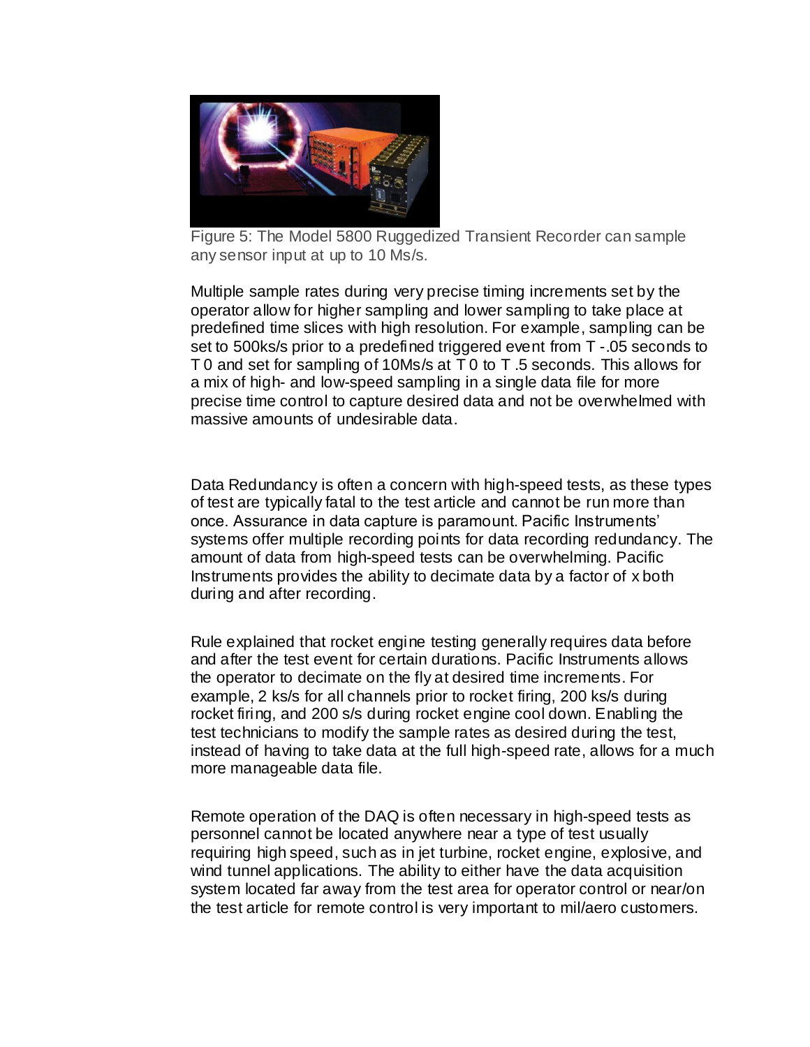Figure 5: The Model 5800 Ruggedized Transient Recorder can sample any sensor input at up to 10 Ms/s.

Multiple sample rates during very precise timing increments set by the operator allow for higher sampling and lower sampling to take place at predefined time slices with high resolution. For example, sampling can be set to 500ks/s prior to a predefined triggered event from T -.05 seconds to T 0 and set for sampling of 10Ms/s at T 0 to T .5 seconds. This allows for a mix of high- and low-speed sampling in a single data file for more precise time control to capture desired data and not be overwhelmed with massive amounts of undesirable data.

Data Redundancy is often a concern with high-speed tests, as these types of test are typically fatal to the test article and cannot be run more than once. Assurance in data capture is paramount. Pacific Instruments' systems offer multiple recording points for data recording redundancy. The amount of data from high-speed tests can be overwhelming. Pacific Instruments provides the ability to decimate data by a factor of x both during and after recording.

Rule explained that rocket engine testing generally requires data before and after the test event for certain durations. Pacific Instruments allows the operator to decimate on the fly at desired time increments. For example, 2 ks/s for all channels prior to rocket firing, 200 ks/s during rocket firing, and 200 s/s during rocket engine cool down. Enabling the test technicians to modify the sample rates as desired during the test, instead of having to take data at the full high-speed rate, allows for a much more manageable data file.

Remote operation of the DAQ is often necessary in high-speed tests as personnel cannot be located anywhere near a type of test usually requiring high speed, such as in jet turbine, rocket engine, explosive, and wind tunnel applications. The ability to either have the data acquisition system located far away from the test area for operator control or near/on the test article for remote control is very important to mil/aero customers.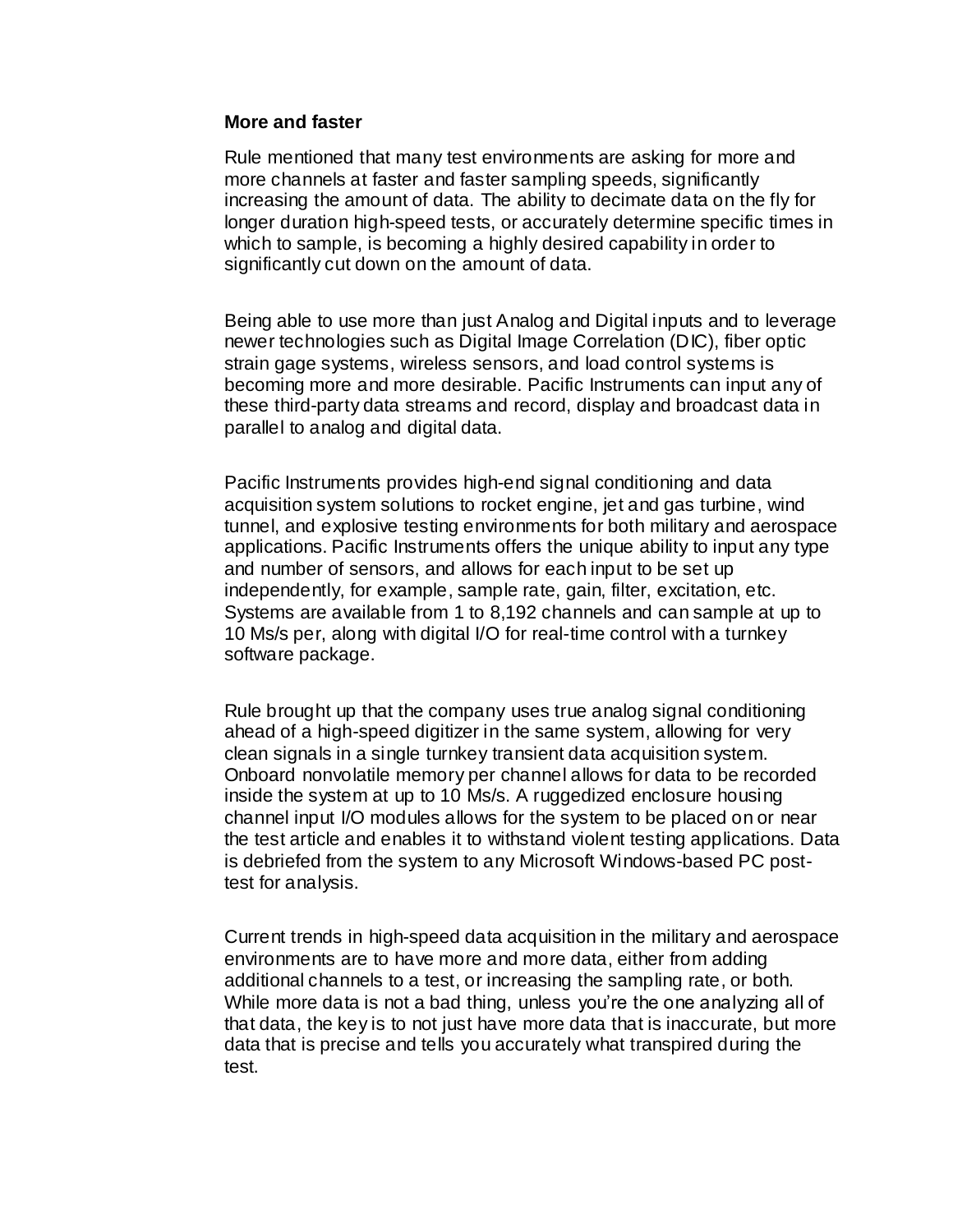**More and faster**

Rule mentioned that many test environments are asking for more and more channels at faster and faster sampling speeds, significantly increasing the amount of data. The ability to decimate data on the fly for longer duration high-speed tests, or accurately determine specific times in which to sample, is becoming a highly desired capability in order to significantly cut down on the amount of data.

Being able to use more than just Analog and Digital inputs and to leverage newer technologies such as Digital Image Correlation (DIC), fiber optic strain gage systems, wireless sensors, and load control systems is becoming more and more desirable. Pacific Instruments can input any of these third-party data streams and record, display and broadcast data in parallel to analog and digital data.

Pacific Instruments provides high-end signal conditioning and data acquisition system solutions to rocket engine, jet and gas turbine, wind tunnel, and explosive testing environments for both military and aerospace applications. Pacific Instruments offers the unique ability to input any type and number of sensors, and allows for each input to be set up independently, for example, sample rate, gain, filter, excitation, etc. Systems are available from 1 to 8,192 channels and can sample at up to 10 Ms/s per, along with digital I/O for real-time control with a turnkey software package.

Rule brought up that the company uses true analog signal conditioning ahead of a high-speed digitizer in the same system, allowing for very clean signals in a single turnkey transient data acquisition system. Onboard nonvolatile memory per channel allows for data to be recorded inside the system at up to 10 Ms/s. A ruggedized enclosure housing channel input I/O modules allows for the system to be placed on or near the test article and enables it to withstand violent testing applications. Data is debriefed from the system to any Microsoft Windows-based PC post-test for analysis.

Current trends in high-speed data acquisition in the military and aerospace environments are to have more and more data, either from adding additional channels to a test, or increasing the sampling rate, or both. While more data is not a bad thing, unless you're the one analyzing all of that data, the key is to not just have more data that is inaccurate, but more data that is precise and tells you accurately what transpired during the test.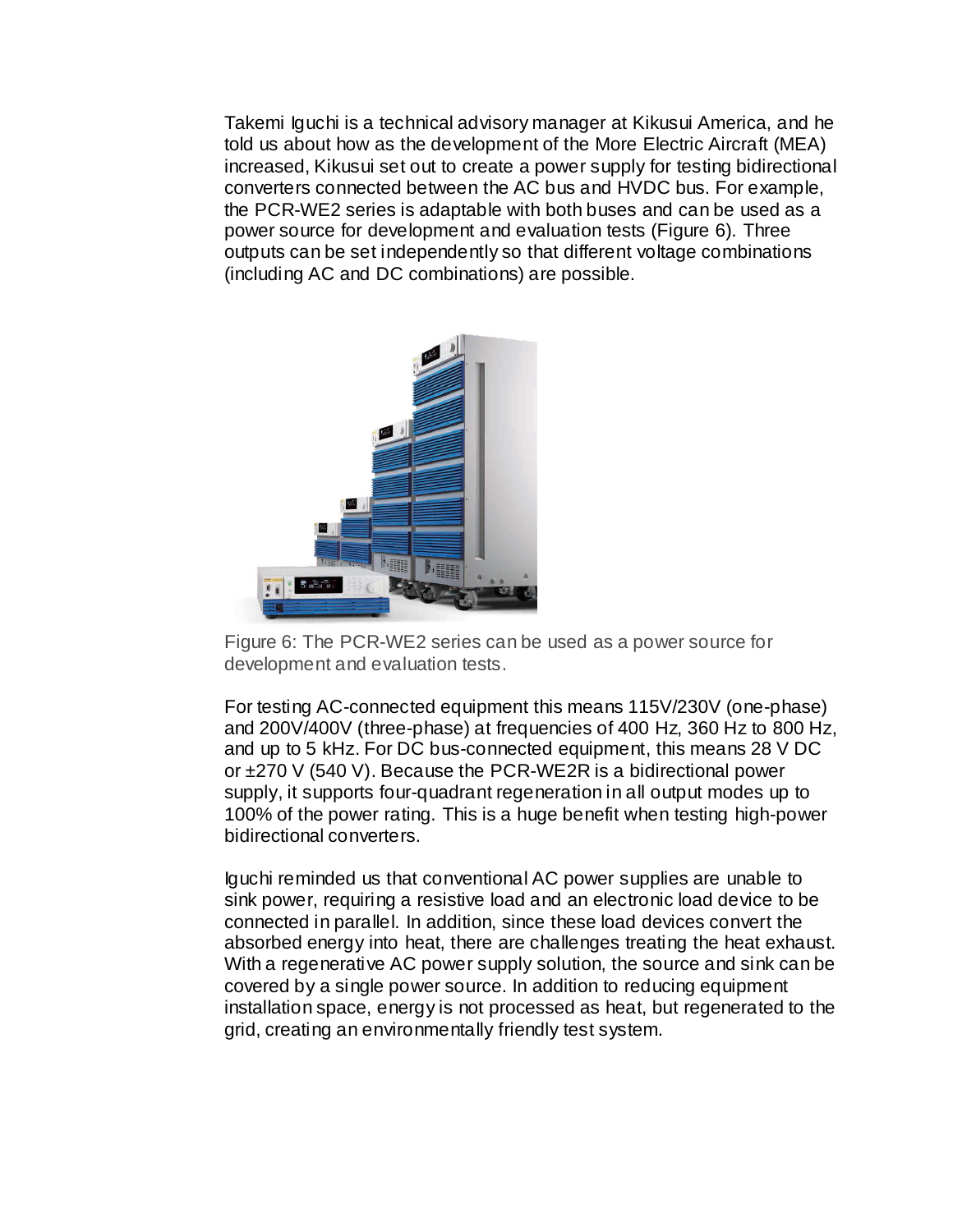Takemi Iguchi is a technical advisory manager at Kikusui America, and he told us about how as the development of the More Electric Aircraft (MEA) increased, Kikusui set out to create a power supply for testing bidirectional converters connected between the AC bus and HVDC bus. For example, the PCR-WE2 series is adaptable with both buses and can be used as a power source for development and evaluation tests (Figure 6). Three outputs can be set independently so that different voltage combinations (including AC and DC combinations) are possible.

Figure 6: The PCR-WE2 series can be used as a power source for development and evaluation tests.

For testing AC-connected equipment this means 115V/230V (one-phase) and 200V/400V (three-phase) at frequencies of 400 Hz, 360 Hz to 800 Hz, and up to 5 kHz. For DC bus-connected equipment, this means 28 V DC or ±270 V (540 V). Because the PCR-WE2R is a bidirectional power supply, it supports four-quadrant regeneration in all output modes up to 100% of the power rating. This is a huge benefit when testing high-power bidirectional converters.

Iguchi reminded us that conventional AC power supplies are unable to sink power, requiring a resistive load and an electronic load device to be connected in parallel. In addition, since these load devices convert the absorbed energy into heat, there are challenges treating the heat exhaust. With a regenerative AC power supply solution, the source and sink can be covered by a single power source. In addition to reducing equipment installation space, energy is not processed as heat, but regenerated to the grid, creating an environmentally friendly test system.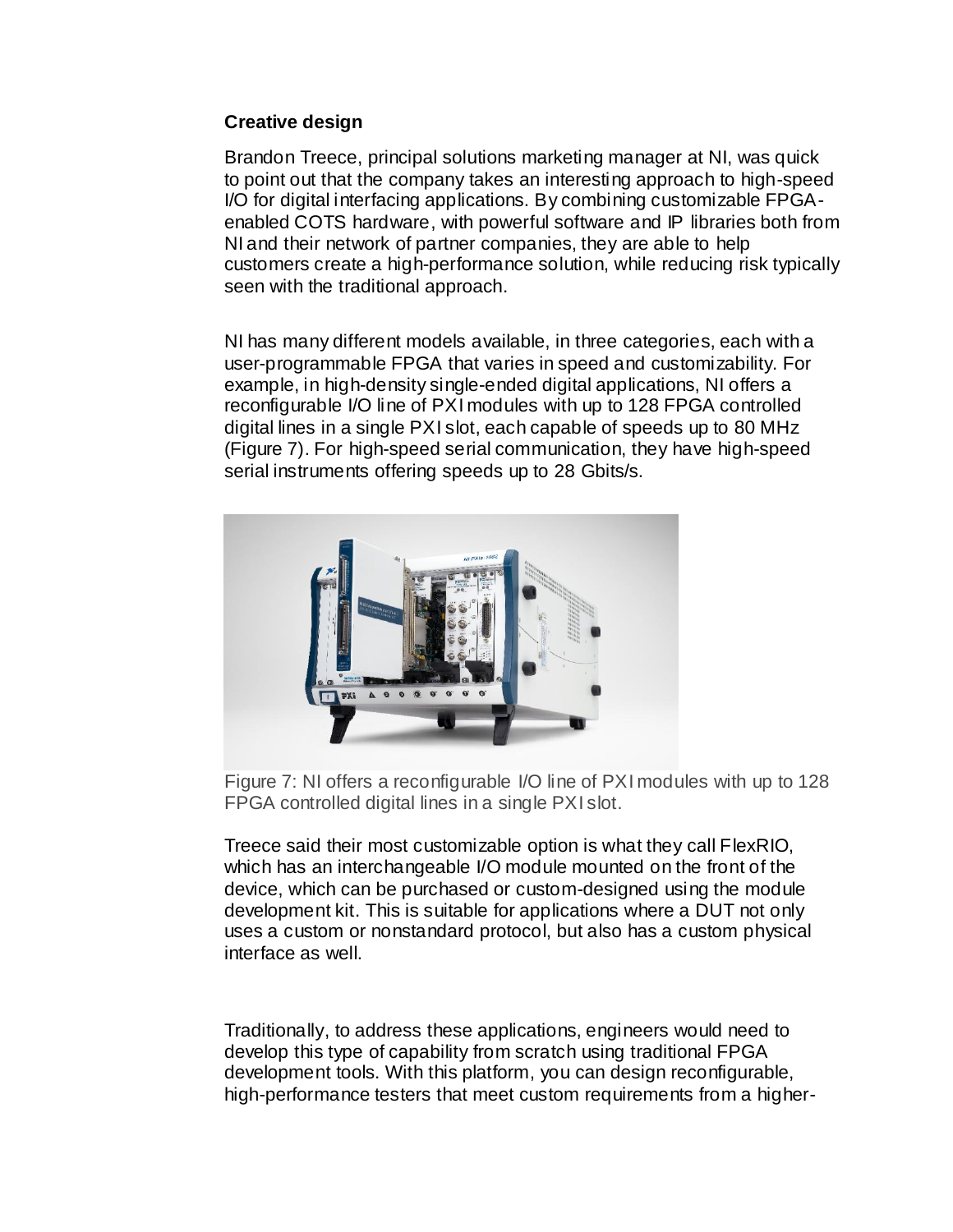**Creative design**

Brandon Treece, principal solutions marketing manager at NI, was quick to point out that the company takes an interesting approach to high-speed I/O for digital interfacing applications. By combining customizable FPGA-enabled COTS hardware, with powerful software and IP libraries both from NI and their network of partner companies, they are able to help customers create a high-performance solution, while reducing risk typically seen with the traditional approach.

NI has many different models available, in three categories, each with a user-programmable FPGA that varies in speed and customizability. For example, in high-density single-ended digital applications, NI offers a reconfigurable I/O line of PXI modules with up to 128 FPGA controlled digital lines in a single PXI slot, each capable of speeds up to 80 MHz (Figure 7). For high-speed serial communication, they have high-speed serial instruments offering speeds up to 28 Gbits/s.

Figure 7: NI offers a reconfigurable I/O line of PXI modules with up to 128 FPGA controlled digital lines in a single PXI slot.

Treece said their most customizable option is what they call FlexRIO, which has an interchangeable I/O module mounted on the front of the device, which can be purchased or custom-designed using the module development kit. This is suitable for applications where a DUT not only uses a custom or nonstandard protocol, but also has a custom physical interface as well.

Traditionally, to address these applications, engineers would need to develop this type of capability from scratch using traditional FPGA development tools. With this platform, you can design reconfigurable, high-performance testers that meet custom requirements from a higher-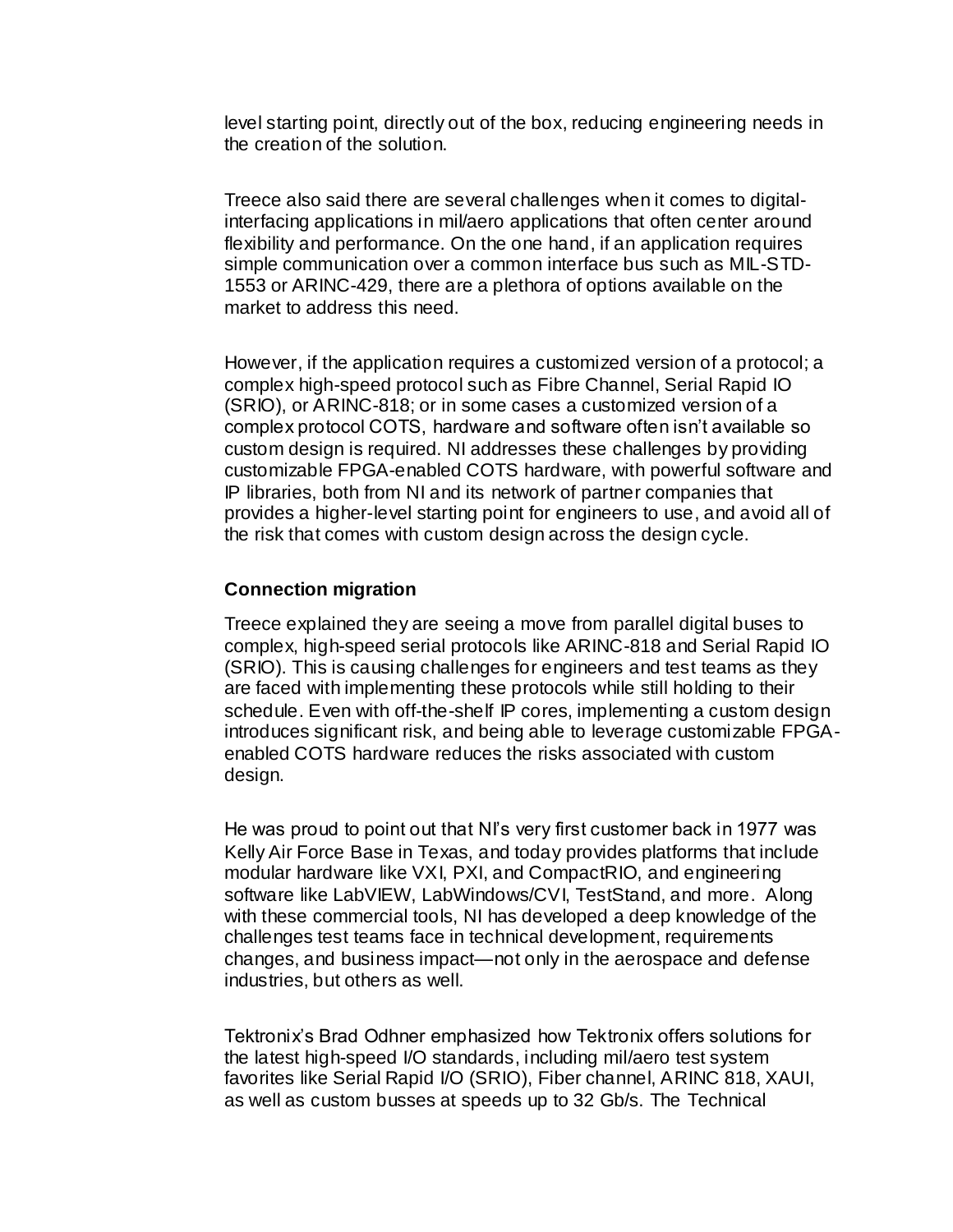level starting point, directly out of the box, reducing engineering needs in the creation of the solution.

Treece also said there are several challenges when it comes to digital-interfacing applications in mil/aero applications that often center around flexibility and performance. On the one hand, if an application requires simple communication over a common interface bus such as MIL-STD-1553 or ARINC-429, there are a plethora of options available on the market to address this need.

However, if the application requires a customized version of a protocol; a complex high-speed protocol such as Fibre Channel, Serial Rapid IO (SRIO), or ARINC-818; or in some cases a customized version of a complex protocol COTS, hardware and software often isn't available so custom design is required. NI addresses these challenges by providing customizable FPGA-enabled COTS hardware, with powerful software and IP libraries, both from NI and its network of partner companies that provides a higher-level starting point for engineers to use, and avoid all of the risk that comes with custom design across the design cycle.

**Connection migration**

Treece explained they are seeing a move from parallel digital buses to complex, high-speed serial protocols like ARINC-818 and Serial Rapid IO (SRIO). This is causing challenges for engineers and test teams as they are faced with implementing these protocols while still holding to their schedule. Even with off-the-shelf IP cores, implementing a custom design introduces significant risk, and being able to leverage customizable FPGA-enabled COTS hardware reduces the risks associated with custom design.

He was proud to point out that NI's very first customer back in 1977 was Kelly Air Force Base in Texas, and today provides platforms that include modular hardware like VXI, PXI, and CompactRIO, and engineering software like LabVIEW, LabWindows/CVI, TestStand, and more. Along with these commercial tools, NI has developed a deep knowledge of the challenges test teams face in technical development, requirements changes, and business impact—not only in the aerospace and defense industries, but others as well.

Tektronix's Brad Odhner emphasized how Tektronix offers solutions for the latest high-speed I/O standards, including mil/aero test system favorites like Serial Rapid I/O (SRIO), Fiber channel, ARINC 818, XAUI, as well as custom busses at speeds up to 32 Gb/s. The Technical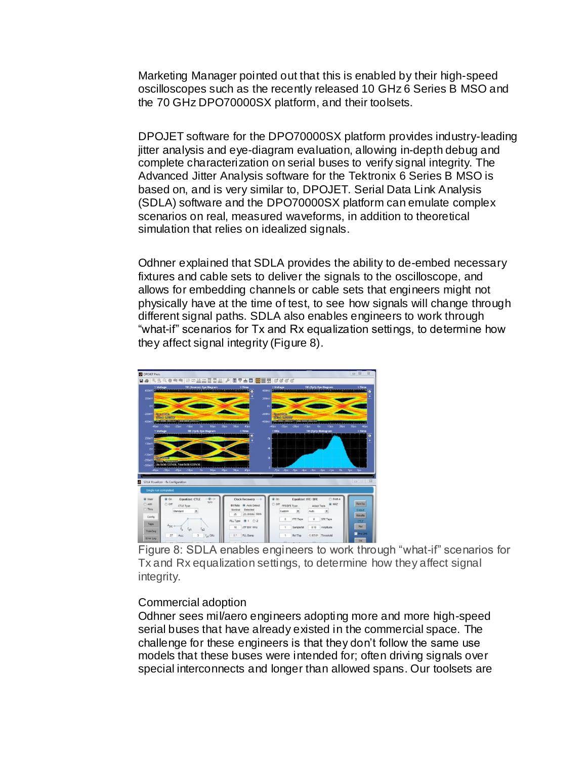Marketing Manager pointed out that this is enabled by their high-speed oscilloscopes such as the recently released 10 GHz 6 Series B MSO and the 70 GHz DPO70000SX platform, and their toolsets.

DPOJET software for the DPO70000SX platform provides industry-leading jitter analysis and eye-diagram evaluation, allowing in-depth debug and complete characterization on serial buses to verify signal integrity. The Advanced Jitter Analysis software for the Tektronix 6 Series B MSO is based on, and is very similar to, DPOJET. Serial Data Link Analysis (SDLA) software and the DPO70000SX platform can emulate complex scenarios on real, measured waveforms, in addition to theoretical simulation that relies on idealized signals.

Odhner explained that SDLA provides the ability to de-embed necessary fixtures and cable sets to deliver the signals to the oscilloscope, and allows for embedding channels or cable sets that engineers might not physically have at the time of test, to see how signals will change through different signal paths. SDLA also enables engineers to work through "what-if" scenarios for Tx and Rx equalization settings, to determine how they affect signal integrity (Figure 8).

Figure 8: SDLA enables engineers to work through "what-if" scenarios for Tx and Rx equalization settings, to determine how they affect signal integrity.

### Commercial adoption

Odhner sees mil/aero engineers adopting more and more high-speed serial buses that have already existed in the commercial space. The challenge for these engineers is that they don't follow the same use models that these buses were intended for; often driving signals over special interconnects and longer than allowed spans. Our toolsets are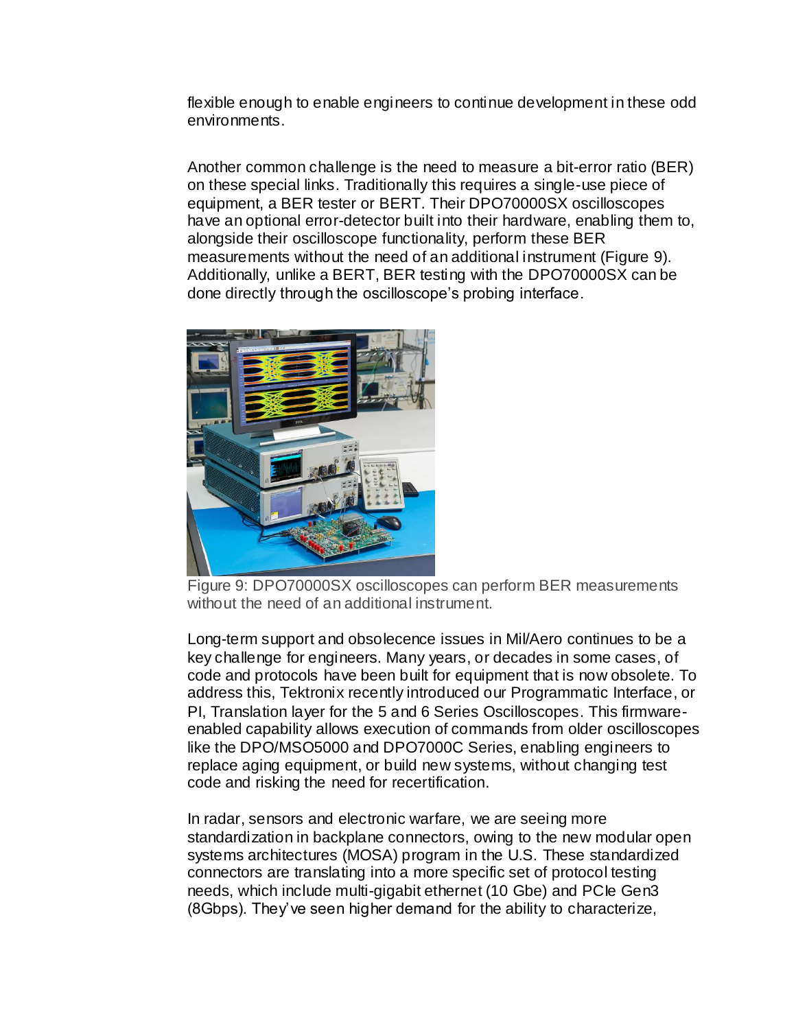flexible enough to enable engineers to continue development in these odd environments.

Another common challenge is the need to measure a bit-error ratio (BER) on these special links. Traditionally this requires a single-use piece of equipment, a BER tester or BERT. Their DPO70000SX oscilloscopes have an optional error-detector built into their hardware, enabling them to, alongside their oscilloscope functionality, perform these BER measurements without the need of an additional instrument (Figure 9). Additionally, unlike a BERT, BER testing with the DPO70000SX can be done directly through the oscilloscope's probing interface.

Figure 9: DPO70000SX oscilloscopes can perform BER measurements without the need of an additional instrument.

Long-term support and obsolecence issues in Mil/Aero continues to be a key challenge for engineers. Many years, or decades in some cases, of code and protocols have been built for equipment that is now obsolete. To address this, Tektronix recently introduced our Programmatic Interface, or PI, Translation layer for the 5 and 6 Series Oscilloscopes. This firmware-enabled capability allows execution of commands from older oscilloscopes like the DPO/MSO5000 and DPO7000C Series, enabling engineers to replace aging equipment, or build new systems, without changing test code and risking the need for recertification.

In radar, sensors and electronic warfare, we are seeing more standardization in backplane connectors, owing to the new modular open systems architectures (MOSA) program in the U.S. These standardized connectors are translating into a more specific set of protocol testing needs, which include multi-gigabit ethernet (10 Gbe) and PCIe Gen3 (8Gbps). They've seen higher demand for the ability to characterize,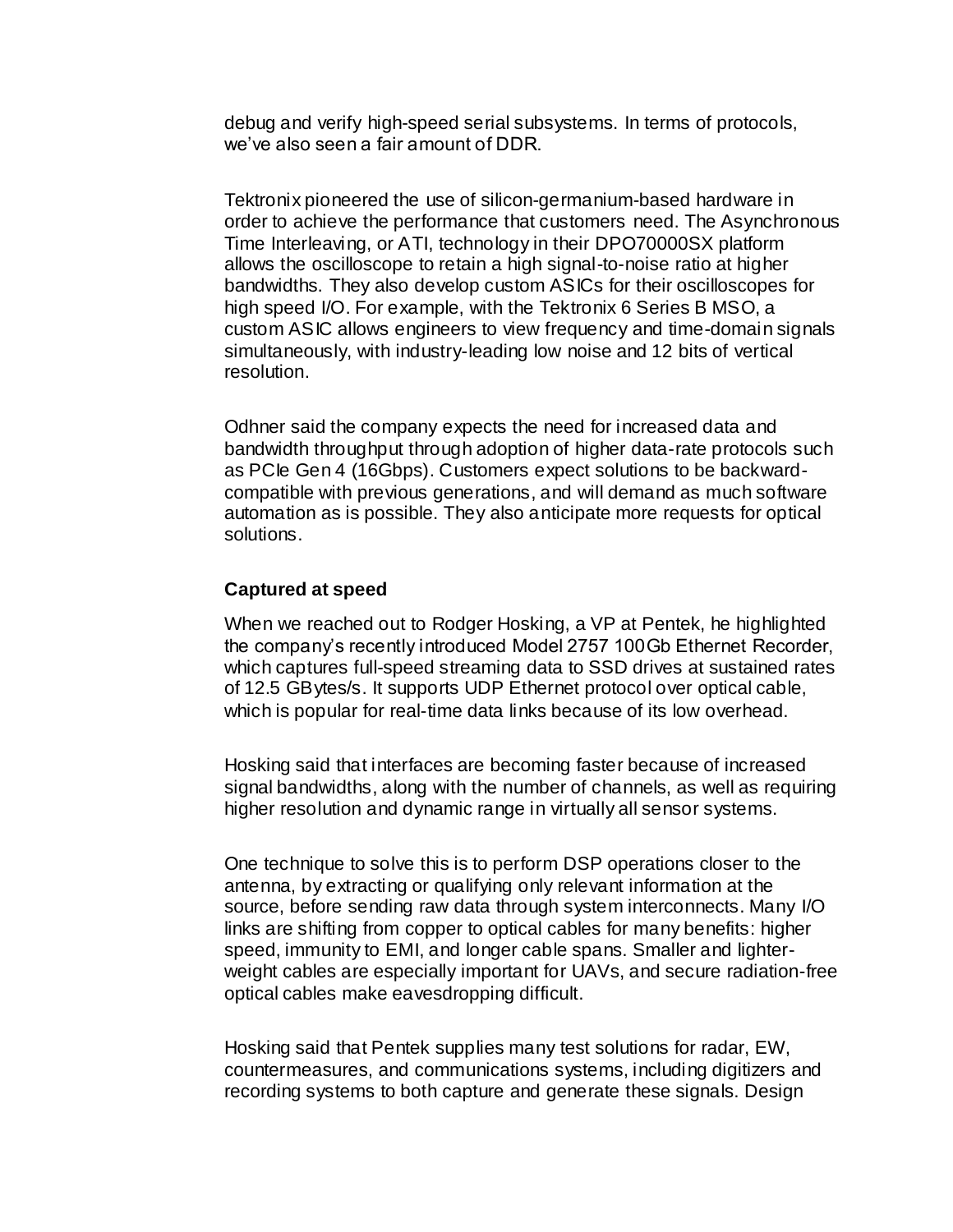debug and verify high-speed serial subsystems. In terms of protocols, we've also seen a fair amount of DDR.

Tektronix pioneered the use of silicon-germanium-based hardware in order to achieve the performance that customers need. The Asynchronous Time Interleaving, or ATI, technology in their DPO70000SX platform allows the oscilloscope to retain a high signal-to-noise ratio at higher bandwidths. They also develop custom ASICs for their oscilloscopes for high speed I/O. For example, with the Tektronix 6 Series B MSO, a custom ASIC allows engineers to view frequency and time-domain signals simultaneously, with industry-leading low noise and 12 bits of vertical resolution.

Odhner said the company expects the need for increased data and bandwidth throughput through adoption of higher data-rate protocols such as PCIe Gen 4 (16Gbps). Customers expect solutions to be backward-compatible with previous generations, and will demand as much software automation as is possible. They also anticipate more requests for optical solutions.

**Captured at speed**

When we reached out to Rodger Hosking, a VP at Pentek, he highlighted the company's recently introduced Model 2757 100Gb Ethernet Recorder, which captures full-speed streaming data to SSD drives at sustained rates of 12.5 GBytes/s. It supports UDP Ethernet protocol over optical cable, which is popular for real-time data links because of its low overhead.

Hosking said that interfaces are becoming faster because of increased signal bandwidths, along with the number of channels, as well as requiring higher resolution and dynamic range in virtually all sensor systems.

One technique to solve this is to perform DSP operations closer to the antenna, by extracting or qualifying only relevant information at the source, before sending raw data through system interconnects. Many I/O links are shifting from copper to optical cables for many benefits: higher speed, immunity to EMI, and longer cable spans. Smaller and lighter-weight cables are especially important for UAVs, and secure radiation-free optical cables make eavesdropping difficult.

Hosking said that Pentek supplies many test solutions for radar, EW, countermeasures, and communications systems, including digitizers and recording systems to both capture and generate these signals. Design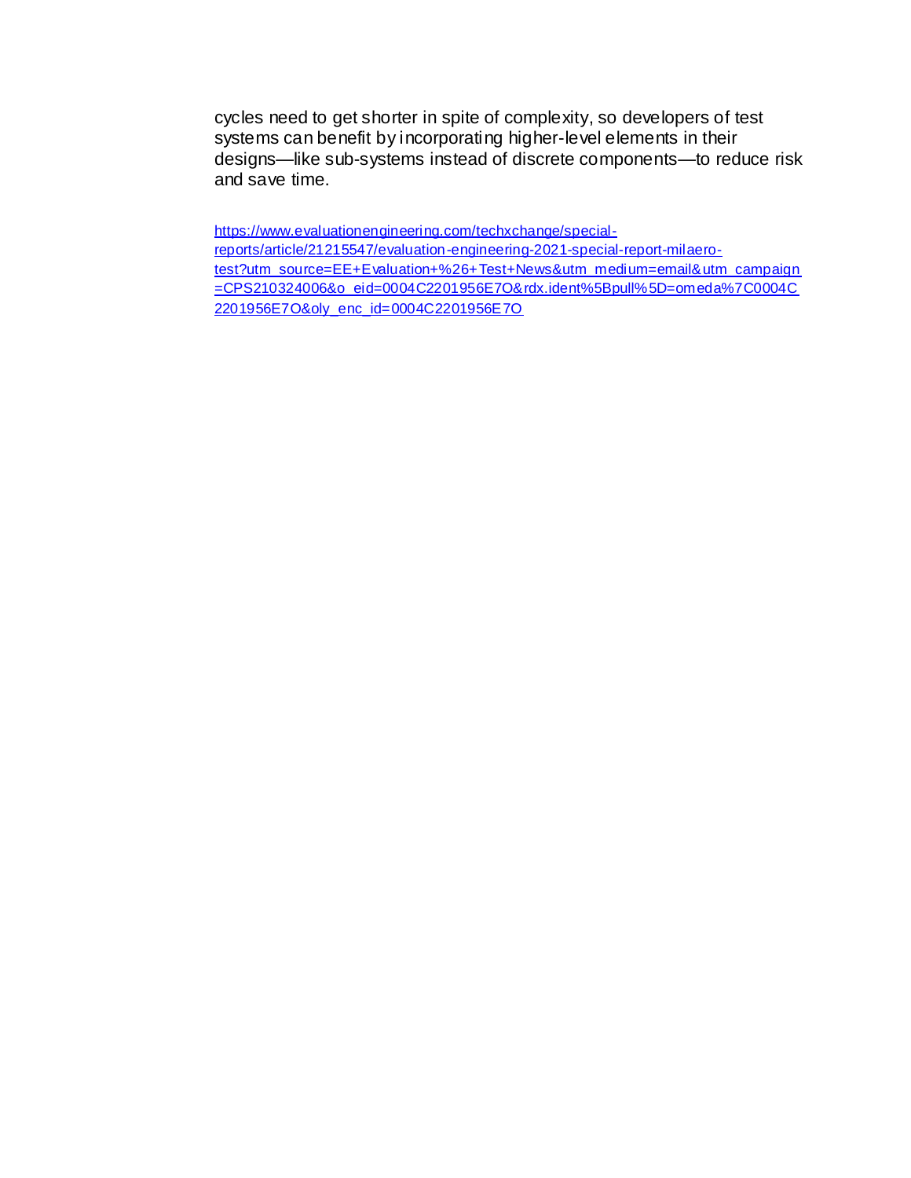cycles need to get shorter in spite of complexity, so developers of test systems can benefit by incorporating higher-level elements in their designs—like sub-systems instead of discrete components—to reduce risk and save time.

https://www.evaluationengineering.com/techxchange/special-reports/article/21215547/evaluation-engineering-2021-special-report-milaero-test?utm_source=EE+Evaluation+%26+Test+News&utm_medium=email&utm_campaign=CPS210324006&o_eid=0004C2201956E7O&rdx.ident%5Bpull%5D=omeda%7C0004C2201956E7O&oly_enc_id=0004C2201956E7O